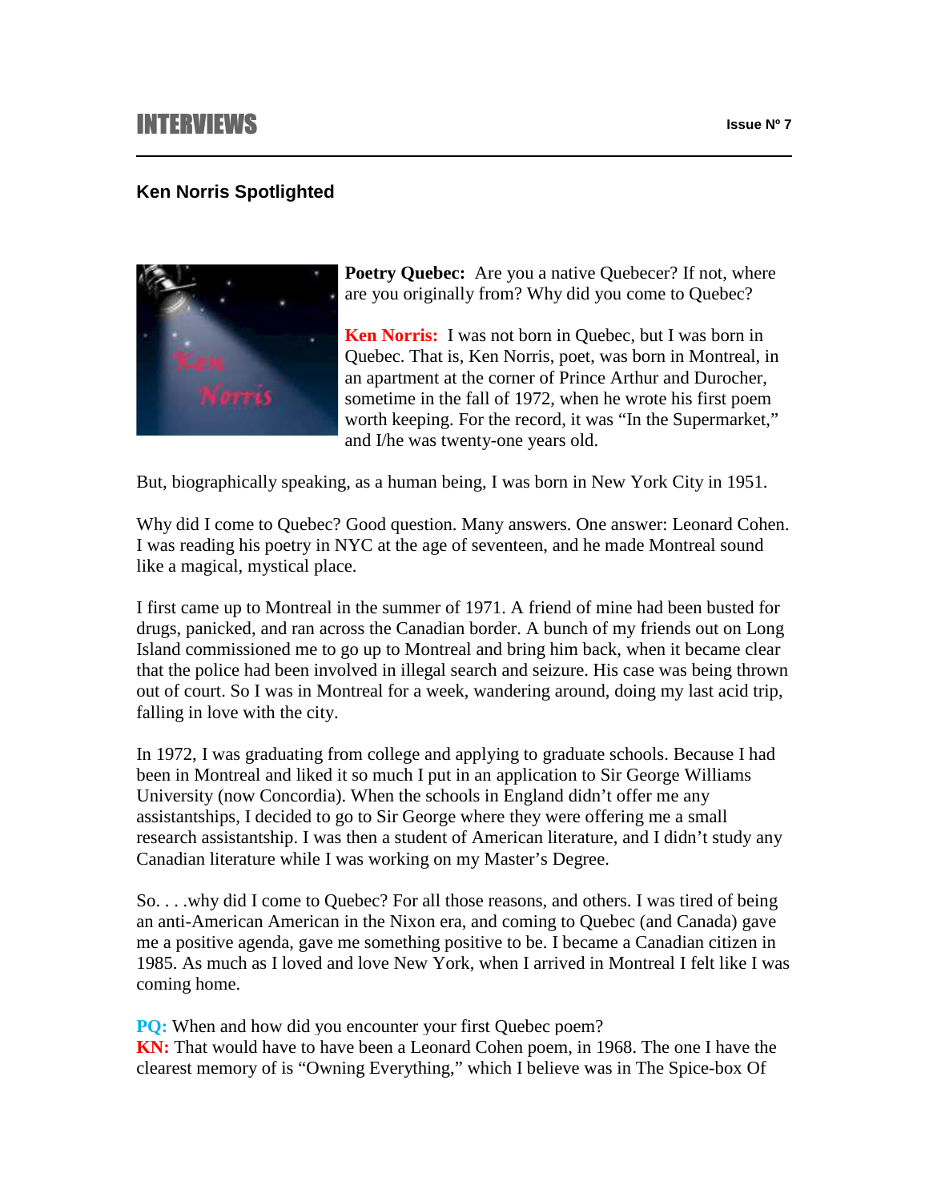# INTERVIEWS

Issue Nº 7

## Ken Norris Spotlighted

**Poetry Quebec:** Are you a native Quebecer? If not, where are you originally from? Why did you come to Quebec?

**Ken Norris:** I was not born in Quebec, but I was born in Quebec. That is, Ken Norris, poet, was born in Montreal, in an apartment at the corner of Prince Arthur and Durocher, sometime in the fall of 1972, when he wrote his first poem worth keeping. For the record, it was "In the Supermarket," and I/he was twenty-one years old.

But, biographically speaking, as a human being, I was born in New York City in 1951.

Why did I come to Quebec? Good question. Many answers. One answer: Leonard Cohen. I was reading his poetry in NYC at the age of seventeen, and he made Montreal sound like a magical, mystical place.

I first came up to Montreal in the summer of 1971. A friend of mine had been busted for drugs, panicked, and ran across the Canadian border. A bunch of my friends out on Long Island commissioned me to go up to Montreal and bring him back, when it became clear that the police had been involved in illegal search and seizure. His case was being thrown out of court. So I was in Montreal for a week, wandering around, doing my last acid trip, falling in love with the city.

In 1972, I was graduating from college and applying to graduate schools. Because I had been in Montreal and liked it so much I put in an application to Sir George Williams University (now Concordia). When the schools in England didn't offer me any assistantships, I decided to go to Sir George where they were offering me a small research assistantship. I was then a student of American literature, and I didn't study any Canadian literature while I was working on my Master's Degree.

So. . . .why did I come to Quebec? For all those reasons, and others. I was tired of being an anti-American American in the Nixon era, and coming to Quebec (and Canada) gave me a positive agenda, gave me something positive to be. I became a Canadian citizen in 1985. As much as I loved and love New York, when I arrived in Montreal I felt like I was coming home.

**PQ:** When and how did you encounter your first Quebec poem?
**KN:** That would have to have been a Leonard Cohen poem, in 1968. The one I have the clearest memory of is "Owning Everything," which I believe was in The Spice-box Of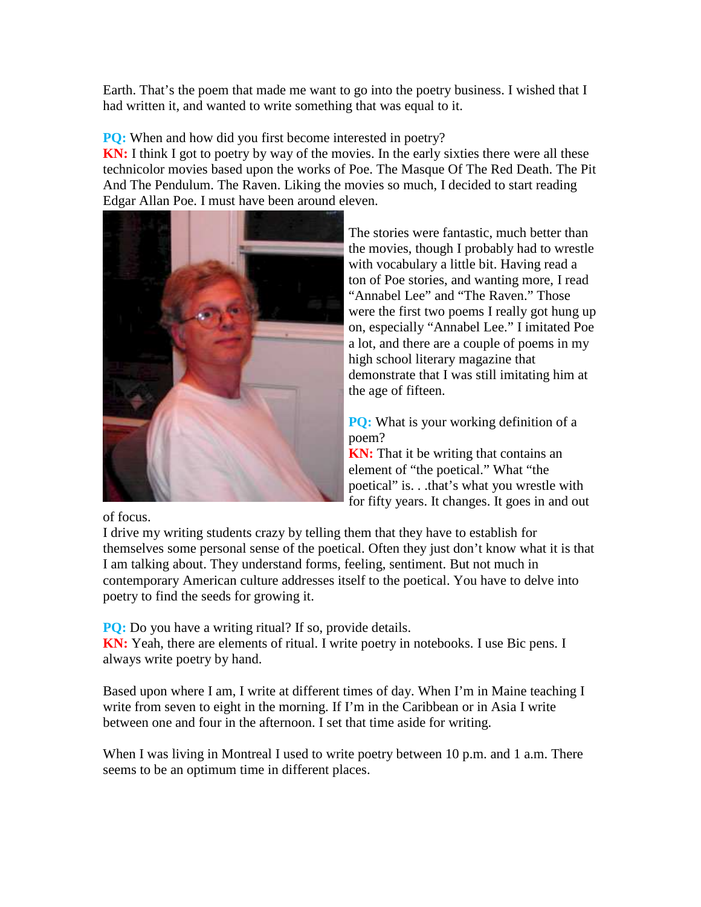Earth. That's the poem that made me want to go into the poetry business. I wished that I had written it, and wanted to write something that was equal to it.

**PQ:** When and how did you first become interested in poetry?
**KN:** I think I got to poetry by way of the movies. In the early sixties there were all these technicolor movies based upon the works of Poe. The Masque Of The Red Death. The Pit And The Pendulum. The Raven. Liking the movies so much, I decided to start reading Edgar Allan Poe. I must have been around eleven.

The stories were fantastic, much better than the movies, though I probably had to wrestle with vocabulary a little bit. Having read a ton of Poe stories, and wanting more, I read "Annabel Lee" and "The Raven." Those were the first two poems I really got hung up on, especially "Annabel Lee." I imitated Poe a lot, and there are a couple of poems in my high school literary magazine that demonstrate that I was still imitating him at the age of fifteen.

**PQ:** What is your working definition of a poem?
**KN:** That it be writing that contains an element of "the poetical." What "the poetical" is. . .that's what you wrestle with for fifty years. It changes. It goes in and out of focus.
I drive my writing students crazy by telling them that they have to establish for themselves some personal sense of the poetical. Often they just don't know what it is that I am talking about. They understand forms, feeling, sentiment. But not much in contemporary American culture addresses itself to the poetical. You have to delve into poetry to find the seeds for growing it.

**PQ:** Do you have a writing ritual? If so, provide details.
**KN:** Yeah, there are elements of ritual. I write poetry in notebooks. I use Bic pens. I always write poetry by hand.

Based upon where I am, I write at different times of day. When I'm in Maine teaching I write from seven to eight in the morning. If I'm in the Caribbean or in Asia I write between one and four in the afternoon. I set that time aside for writing.

When I was living in Montreal I used to write poetry between 10 p.m. and 1 a.m. There seems to be an optimum time in different places.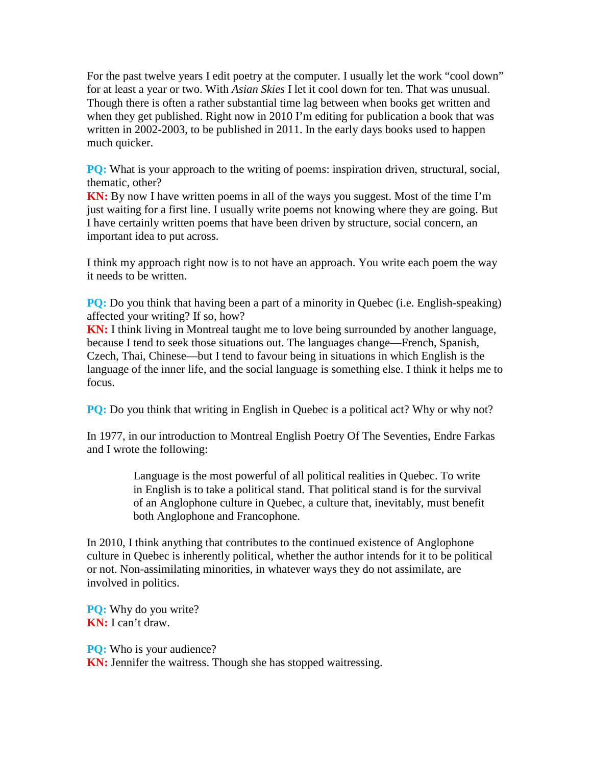For the past twelve years I edit poetry at the computer. I usually let the work "cool down" for at least a year or two. With *Asian Skies* I let it cool down for ten. That was unusual. Though there is often a rather substantial time lag between when books get written and when they get published. Right now in 2010 I'm editing for publication a book that was written in 2002-2003, to be published in 2011. In the early days books used to happen much quicker.

**PQ:** What is your approach to the writing of poems: inspiration driven, structural, social, thematic, other?
**KN:** By now I have written poems in all of the ways you suggest. Most of the time I'm just waiting for a first line. I usually write poems not knowing where they are going. But I have certainly written poems that have been driven by structure, social concern, an important idea to put across.

I think my approach right now is to not have an approach. You write each poem the way it needs to be written.

**PQ:** Do you think that having been a part of a minority in Quebec (i.e. English-speaking) affected your writing? If so, how?
**KN:** I think living in Montreal taught me to love being surrounded by another language, because I tend to seek those situations out. The languages change—French, Spanish, Czech, Thai, Chinese—but I tend to favour being in situations in which English is the language of the inner life, and the social language is something else. I think it helps me to focus.

**PQ:** Do you think that writing in English in Quebec is a political act? Why or why not?

In 1977, in our introduction to Montreal English Poetry Of The Seventies, Endre Farkas and I wrote the following:

> Language is the most powerful of all political realities in Quebec. To write in English is to take a political stand. That political stand is for the survival of an Anglophone culture in Quebec, a culture that, inevitably, must benefit both Anglophone and Francophone.

In 2010, I think anything that contributes to the continued existence of Anglophone culture in Quebec is inherently political, whether the author intends for it to be political or not. Non-assimilating minorities, in whatever ways they do not assimilate, are involved in politics.

**PQ:** Why do you write?
**KN:** I can't draw.

**PQ:** Who is your audience?
**KN:** Jennifer the waitress. Though she has stopped waitressing.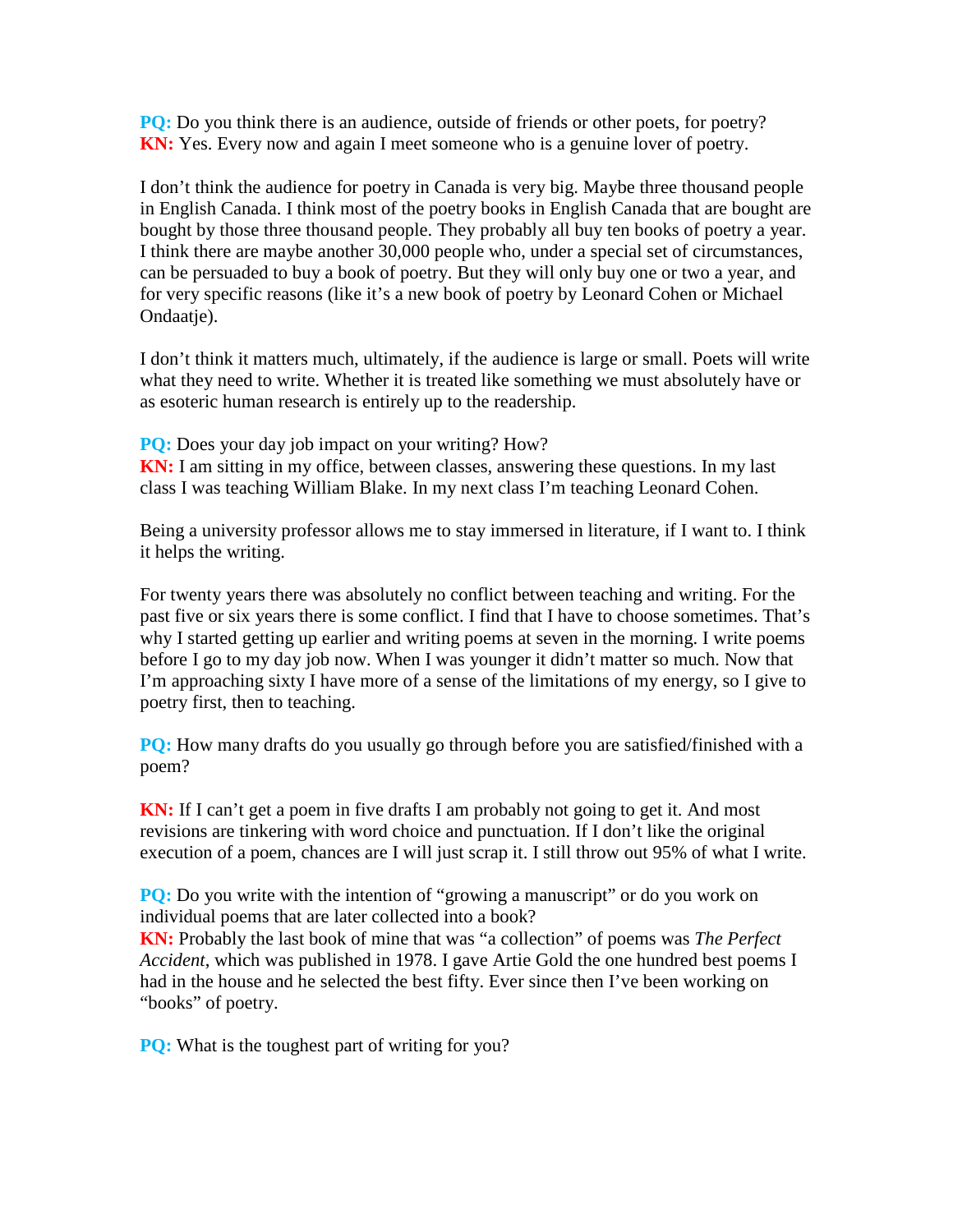**PQ:** Do you think there is an audience, outside of friends or other poets, for poetry?
**KN:** Yes. Every now and again I meet someone who is a genuine lover of poetry.

I don't think the audience for poetry in Canada is very big. Maybe three thousand people in English Canada. I think most of the poetry books in English Canada that are bought are bought by those three thousand people. They probably all buy ten books of poetry a year. I think there are maybe another 30,000 people who, under a special set of circumstances, can be persuaded to buy a book of poetry. But they will only buy one or two a year, and for very specific reasons (like it's a new book of poetry by Leonard Cohen or Michael Ondaatje).

I don't think it matters much, ultimately, if the audience is large or small. Poets will write what they need to write. Whether it is treated like something we must absolutely have or as esoteric human research is entirely up to the readership.

**PQ:** Does your day job impact on your writing? How?
**KN:** I am sitting in my office, between classes, answering these questions. In my last class I was teaching William Blake. In my next class I'm teaching Leonard Cohen.

Being a university professor allows me to stay immersed in literature, if I want to. I think it helps the writing.

For twenty years there was absolutely no conflict between teaching and writing. For the past five or six years there is some conflict. I find that I have to choose sometimes. That's why I started getting up earlier and writing poems at seven in the morning. I write poems before I go to my day job now. When I was younger it didn't matter so much. Now that I'm approaching sixty I have more of a sense of the limitations of my energy, so I give to poetry first, then to teaching.

**PQ:** How many drafts do you usually go through before you are satisfied/finished with a poem?

**KN:** If I can't get a poem in five drafts I am probably not going to get it. And most revisions are tinkering with word choice and punctuation. If I don't like the original execution of a poem, chances are I will just scrap it. I still throw out 95% of what I write.

**PQ:** Do you write with the intention of "growing a manuscript" or do you work on individual poems that are later collected into a book?
**KN:** Probably the last book of mine that was "a collection" of poems was *The Perfect Accident*, which was published in 1978. I gave Artie Gold the one hundred best poems I had in the house and he selected the best fifty. Ever since then I've been working on "books" of poetry.

**PQ:** What is the toughest part of writing for you?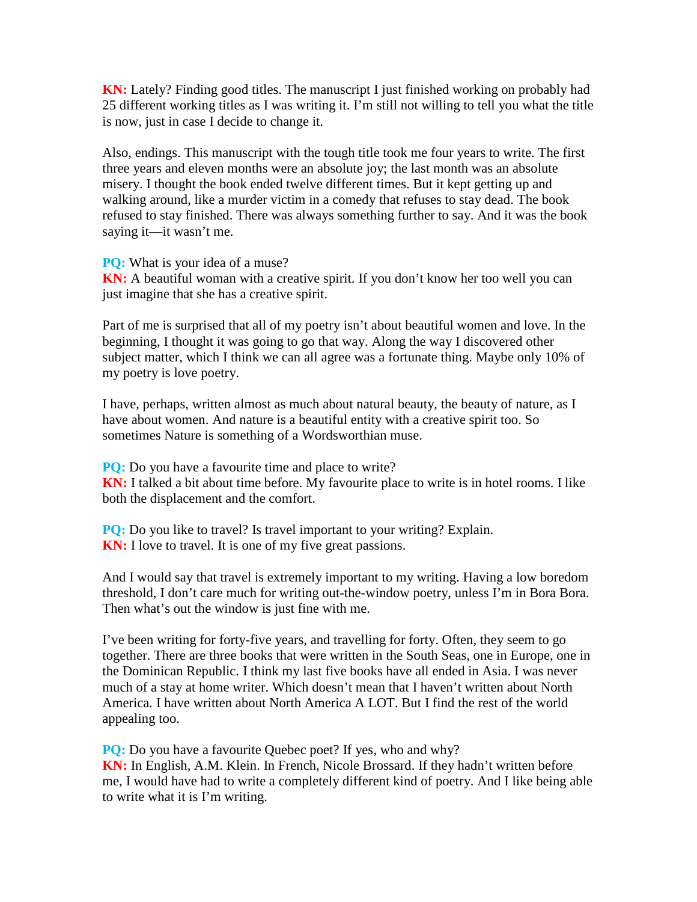**KN:** Lately? Finding good titles. The manuscript I just finished working on probably had 25 different working titles as I was writing it. I'm still not willing to tell you what the title is now, just in case I decide to change it.

Also, endings. This manuscript with the tough title took me four years to write. The first three years and eleven months were an absolute joy; the last month was an absolute misery. I thought the book ended twelve different times. But it kept getting up and walking around, like a murder victim in a comedy that refuses to stay dead. The book refused to stay finished. There was always something further to say. And it was the book saying it—it wasn't me.

**PQ:** What is your idea of a muse?
**KN:** A beautiful woman with a creative spirit. If you don't know her too well you can just imagine that she has a creative spirit.

Part of me is surprised that all of my poetry isn't about beautiful women and love. In the beginning, I thought it was going to go that way. Along the way I discovered other subject matter, which I think we can all agree was a fortunate thing. Maybe only 10% of my poetry is love poetry.

I have, perhaps, written almost as much about natural beauty, the beauty of nature, as I have about women. And nature is a beautiful entity with a creative spirit too. So sometimes Nature is something of a Wordsworthian muse.

**PQ:** Do you have a favourite time and place to write?
**KN:** I talked a bit about time before. My favourite place to write is in hotel rooms. I like both the displacement and the comfort.

**PQ:** Do you like to travel? Is travel important to your writing? Explain.
**KN:** I love to travel. It is one of my five great passions.

And I would say that travel is extremely important to my writing. Having a low boredom threshold, I don't care much for writing out-the-window poetry, unless I'm in Bora Bora. Then what's out the window is just fine with me.

I've been writing for forty-five years, and travelling for forty. Often, they seem to go together. There are three books that were written in the South Seas, one in Europe, one in the Dominican Republic. I think my last five books have all ended in Asia. I was never much of a stay at home writer. Which doesn't mean that I haven't written about North America. I have written about North America A LOT. But I find the rest of the world appealing too.

**PQ:** Do you have a favourite Quebec poet? If yes, who and why?
**KN:** In English, A.M. Klein. In French, Nicole Brossard. If they hadn't written before me, I would have had to write a completely different kind of poetry. And I like being able to write what it is I'm writing.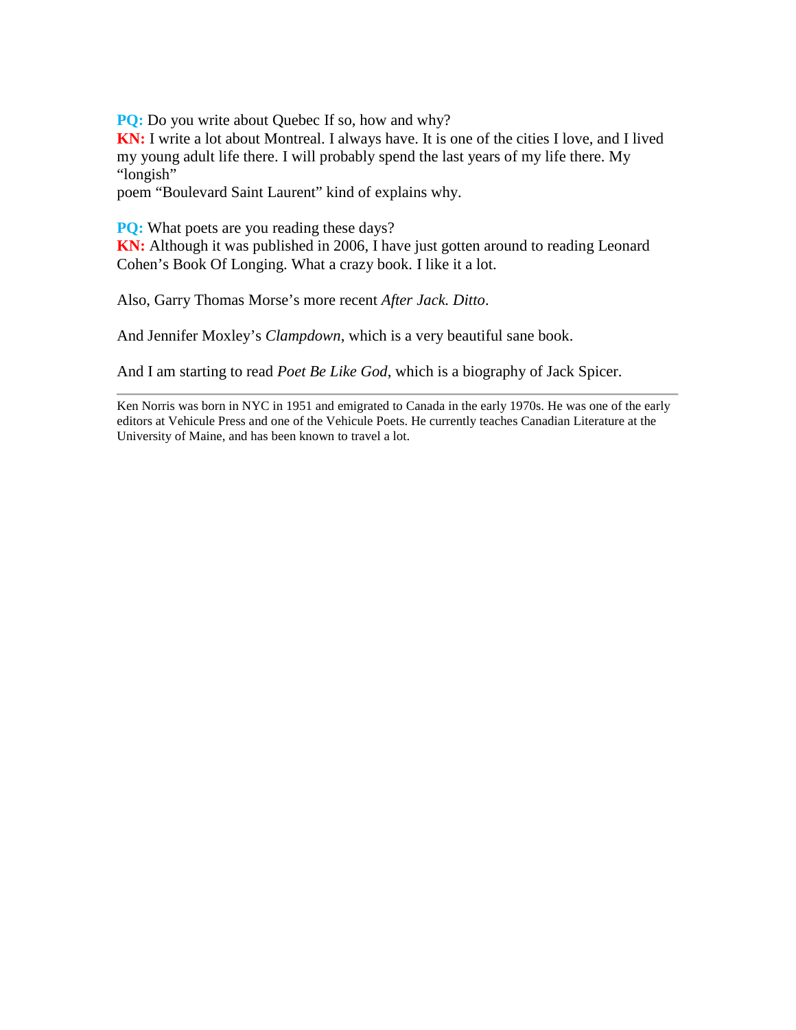**PQ:** Do you write about Quebec If so, how and why?
**KN:** I write a lot about Montreal. I always have. It is one of the cities I love, and I lived my young adult life there. I will probably spend the last years of my life there. My "longish"
poem "Boulevard Saint Laurent" kind of explains why.

**PQ:** What poets are you reading these days?
**KN:** Although it was published in 2006, I have just gotten around to reading Leonard Cohen's Book Of Longing. What a crazy book. I like it a lot.

Also, Garry Thomas Morse's more recent *After Jack. Ditto*.

And Jennifer Moxley's *Clampdown*, which is a very beautiful sane book.

And I am starting to read *Poet Be Like God*, which is a biography of Jack Spicer.

---

Ken Norris was born in NYC in 1951 and emigrated to Canada in the early 1970s. He was one of the early editors at Vehicule Press and one of the Vehicule Poets. He currently teaches Canadian Literature at the University of Maine, and has been known to travel a lot.